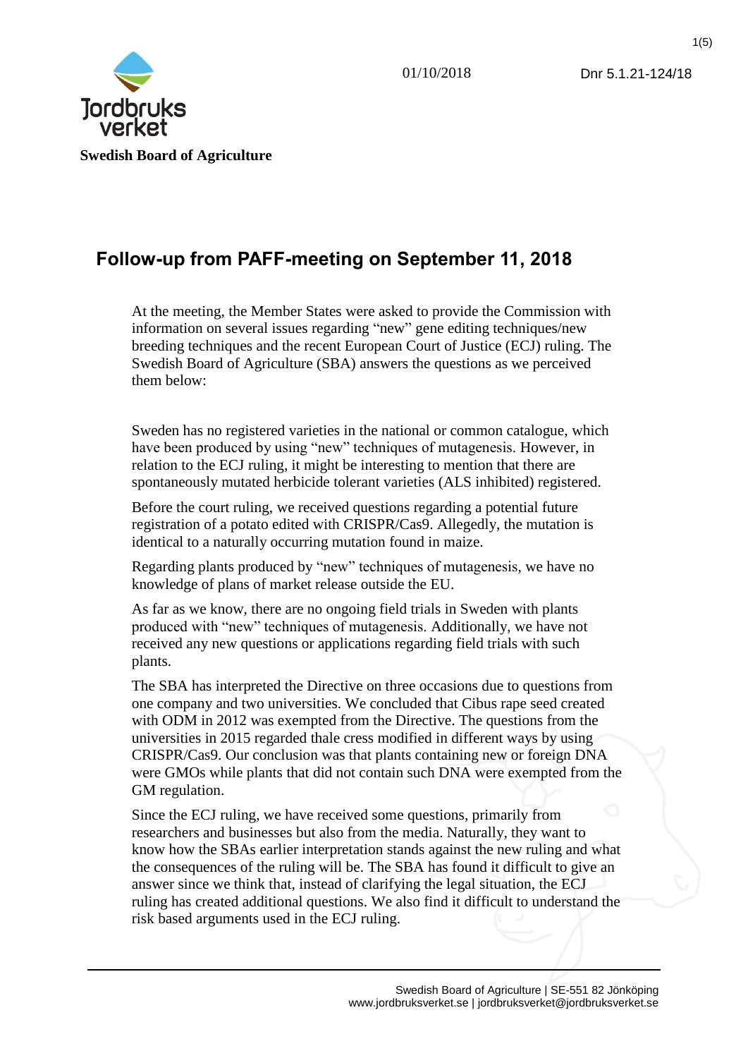Jordbruksverket

**Swedish Board of Agriculture**

01/10/2018

Dnr 5.1.21-124/18

# Follow-up from PAFF-meeting on September 11, 2018

At the meeting, the Member States were asked to provide the Commission with information on several issues regarding "new" gene editing techniques/new breeding techniques and the recent European Court of Justice (ECJ) ruling. The Swedish Board of Agriculture (SBA) answers the questions as we perceived them below:

Sweden has no registered varieties in the national or common catalogue, which have been produced by using "new" techniques of mutagenesis. However, in relation to the ECJ ruling, it might be interesting to mention that there are spontaneously mutated herbicide tolerant varieties (ALS inhibited) registered.

Before the court ruling, we received questions regarding a potential future registration of a potato edited with CRISPR/Cas9. Allegedly, the mutation is identical to a naturally occurring mutation found in maize.

Regarding plants produced by "new" techniques of mutagenesis, we have no knowledge of plans of market release outside the EU.

As far as we know, there are no ongoing field trials in Sweden with plants produced with "new" techniques of mutagenesis. Additionally, we have not received any new questions or applications regarding field trials with such plants.

The SBA has interpreted the Directive on three occasions due to questions from one company and two universities. We concluded that Cibus rape seed created with ODM in 2012 was exempted from the Directive. The questions from the universities in 2015 regarded thale cress modified in different ways by using CRISPR/Cas9. Our conclusion was that plants containing new or foreign DNA were GMOs while plants that did not contain such DNA were exempted from the GM regulation.

Since the ECJ ruling, we have received some questions, primarily from researchers and businesses but also from the media. Naturally, they want to know how the SBAs earlier interpretation stands against the new ruling and what the consequences of the ruling will be. The SBA has found it difficult to give an answer since we think that, instead of clarifying the legal situation, the ECJ ruling has created additional questions. We also find it difficult to understand the risk based arguments used in the ECJ ruling.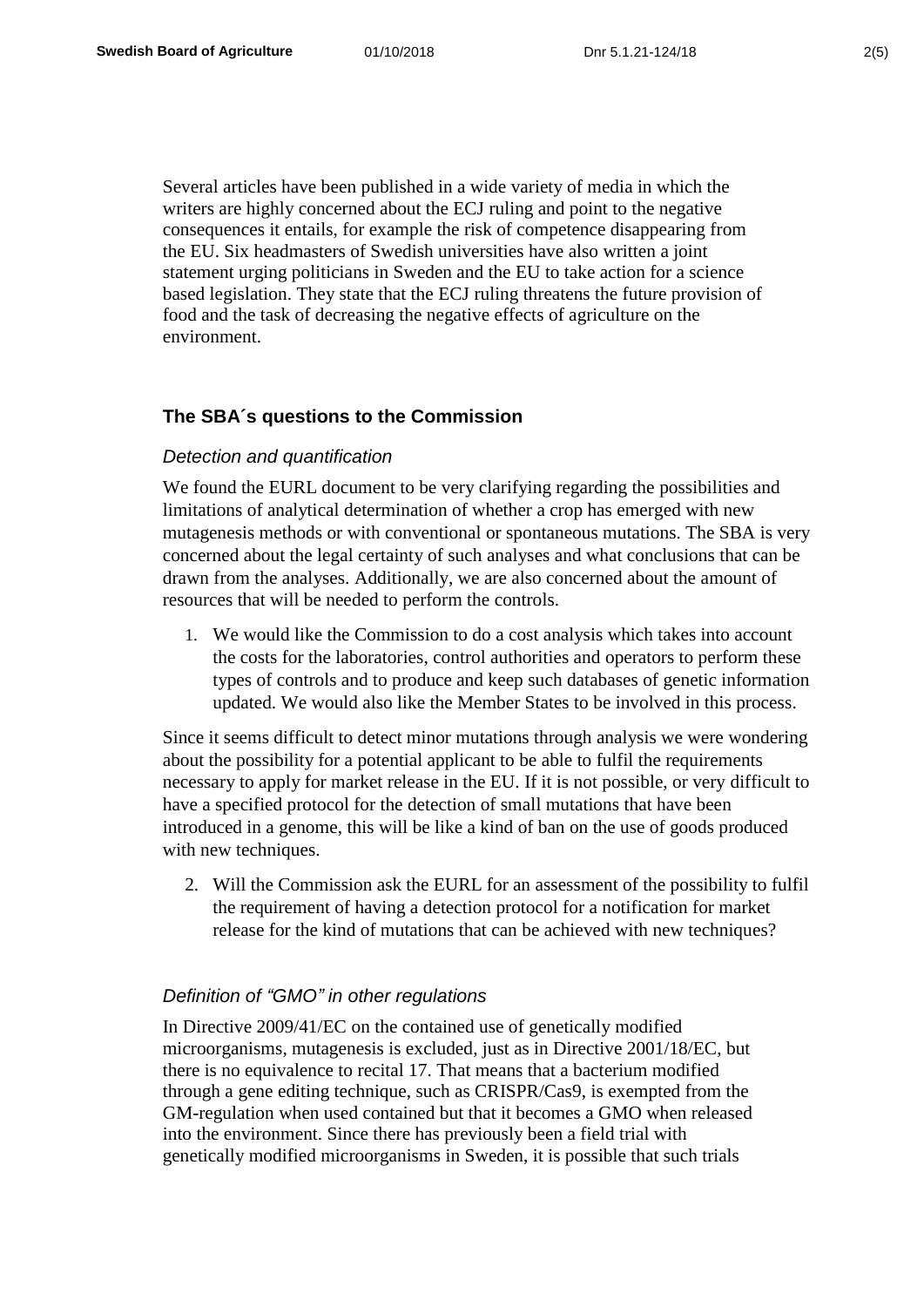Several articles have been published in a wide variety of media in which the writers are highly concerned about the ECJ ruling and point to the negative consequences it entails, for example the risk of competence disappearing from the EU. Six headmasters of Swedish universities have also written a joint statement urging politicians in Sweden and the EU to take action for a science based legislation. They state that the ECJ ruling threatens the future provision of food and the task of decreasing the negative effects of agriculture on the environment.

## The SBA´s questions to the Commission

### *Detection and quantification*

We found the EURL document to be very clarifying regarding the possibilities and limitations of analytical determination of whether a crop has emerged with new mutagenesis methods or with conventional or spontaneous mutations. The SBA is very concerned about the legal certainty of such analyses and what conclusions that can be drawn from the analyses. Additionally, we are also concerned about the amount of resources that will be needed to perform the controls.

1. We would like the Commission to do a cost analysis which takes into account the costs for the laboratories, control authorities and operators to perform these types of controls and to produce and keep such databases of genetic information updated. We would also like the Member States to be involved in this process.

Since it seems difficult to detect minor mutations through analysis we were wondering about the possibility for a potential applicant to be able to fulfil the requirements necessary to apply for market release in the EU. If it is not possible, or very difficult to have a specified protocol for the detection of small mutations that have been introduced in a genome, this will be like a kind of ban on the use of goods produced with new techniques.

2. Will the Commission ask the EURL for an assessment of the possibility to fulfil the requirement of having a detection protocol for a notification for market release for the kind of mutations that can be achieved with new techniques?

### *Definition of "GMO" in other regulations*

In Directive 2009/41/EC on the contained use of genetically modified microorganisms, mutagenesis is excluded, just as in Directive 2001/18/EC, but there is no equivalence to recital 17. That means that a bacterium modified through a gene editing technique, such as CRISPR/Cas9, is exempted from the GM-regulation when used contained but that it becomes a GMO when released into the environment. Since there has previously been a field trial with genetically modified microorganisms in Sweden, it is possible that such trials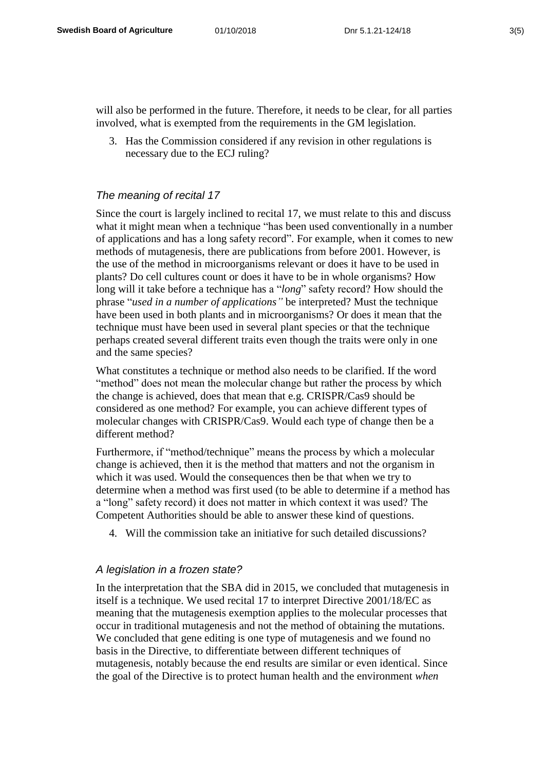will also be performed in the future. Therefore, it needs to be clear, for all parties involved, what is exempted from the requirements in the GM legislation.

3. Has the Commission considered if any revision in other regulations is necessary due to the ECJ ruling?

### *The meaning of recital 17*

Since the court is largely inclined to recital 17, we must relate to this and discuss what it might mean when a technique "has been used conventionally in a number of applications and has a long safety record". For example, when it comes to new methods of mutagenesis, there are publications from before 2001. However, is the use of the method in microorganisms relevant or does it have to be used in plants? Do cell cultures count or does it have to be in whole organisms? How long will it take before a technique has a "*long*" safety record? How should the phrase "*used in a number of applications"* be interpreted? Must the technique have been used in both plants and in microorganisms? Or does it mean that the technique must have been used in several plant species or that the technique perhaps created several different traits even though the traits were only in one and the same species?

What constitutes a technique or method also needs to be clarified. If the word "method" does not mean the molecular change but rather the process by which the change is achieved, does that mean that e.g. CRISPR/Cas9 should be considered as one method? For example, you can achieve different types of molecular changes with CRISPR/Cas9. Would each type of change then be a different method?

Furthermore, if "method/technique" means the process by which a molecular change is achieved, then it is the method that matters and not the organism in which it was used. Would the consequences then be that when we try to determine when a method was first used (to be able to determine if a method has a "long" safety record) it does not matter in which context it was used? The Competent Authorities should be able to answer these kind of questions.

4. Will the commission take an initiative for such detailed discussions?

### *A legislation in a frozen state?*

In the interpretation that the SBA did in 2015, we concluded that mutagenesis in itself is a technique. We used recital 17 to interpret Directive 2001/18/EC as meaning that the mutagenesis exemption applies to the molecular processes that occur in traditional mutagenesis and not the method of obtaining the mutations. We concluded that gene editing is one type of mutagenesis and we found no basis in the Directive, to differentiate between different techniques of mutagenesis, notably because the end results are similar or even identical. Since the goal of the Directive is to protect human health and the environment *when*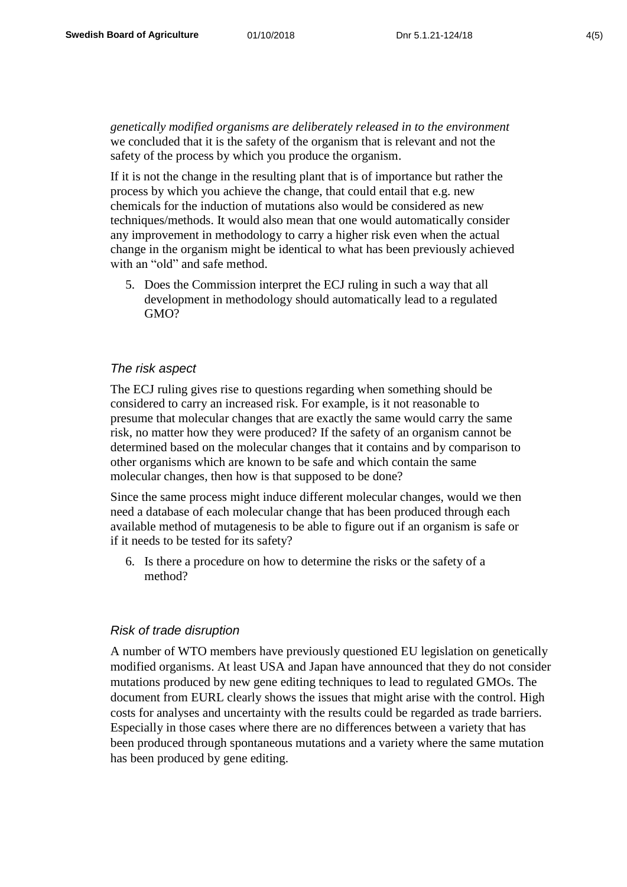*genetically modified organisms are deliberately released in to the environment* we concluded that it is the safety of the organism that is relevant and not the safety of the process by which you produce the organism.

If it is not the change in the resulting plant that is of importance but rather the process by which you achieve the change, that could entail that e.g. new chemicals for the induction of mutations also would be considered as new techniques/methods. It would also mean that one would automatically consider any improvement in methodology to carry a higher risk even when the actual change in the organism might be identical to what has been previously achieved with an "old" and safe method.

5. Does the Commission interpret the ECJ ruling in such a way that all development in methodology should automatically lead to a regulated GMO?

### *The risk aspect*

The ECJ ruling gives rise to questions regarding when something should be considered to carry an increased risk. For example, is it not reasonable to presume that molecular changes that are exactly the same would carry the same risk, no matter how they were produced? If the safety of an organism cannot be determined based on the molecular changes that it contains and by comparison to other organisms which are known to be safe and which contain the same molecular changes, then how is that supposed to be done?

Since the same process might induce different molecular changes, would we then need a database of each molecular change that has been produced through each available method of mutagenesis to be able to figure out if an organism is safe or if it needs to be tested for its safety?

6. Is there a procedure on how to determine the risks or the safety of a method?

### *Risk of trade disruption*

A number of WTO members have previously questioned EU legislation on genetically modified organisms. At least USA and Japan have announced that they do not consider mutations produced by new gene editing techniques to lead to regulated GMOs. The document from EURL clearly shows the issues that might arise with the control. High costs for analyses and uncertainty with the results could be regarded as trade barriers. Especially in those cases where there are no differences between a variety that has been produced through spontaneous mutations and a variety where the same mutation has been produced by gene editing.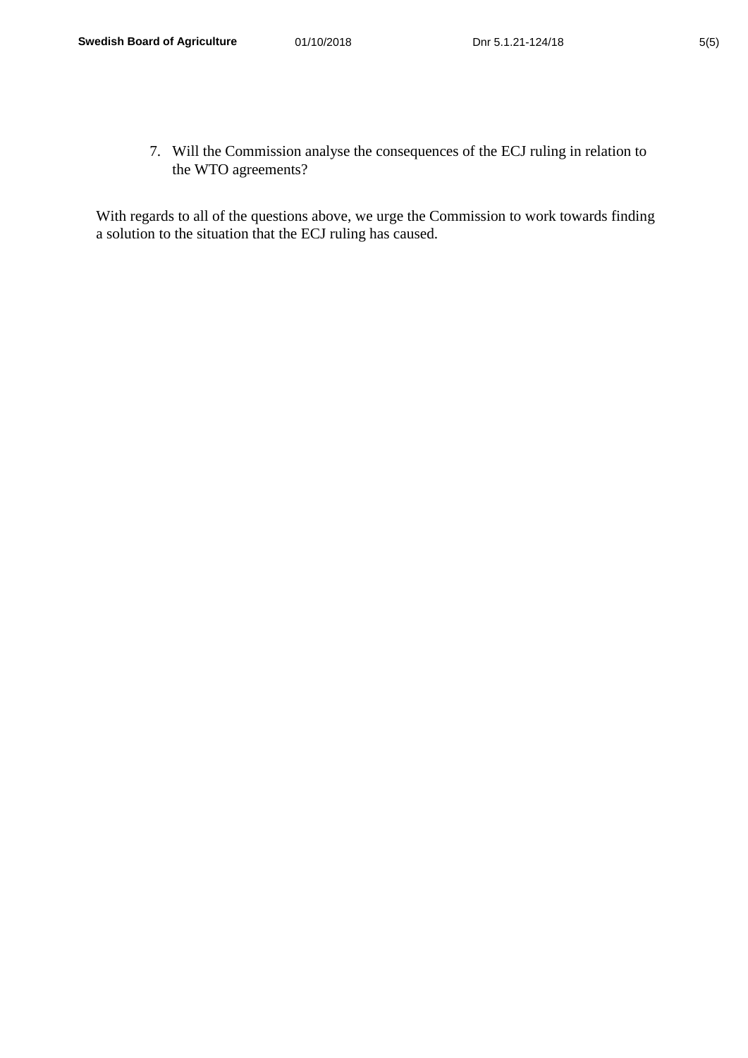7. Will the Commission analyse the consequences of the ECJ ruling in relation to the WTO agreements?

With regards to all of the questions above, we urge the Commission to work towards finding a solution to the situation that the ECJ ruling has caused.